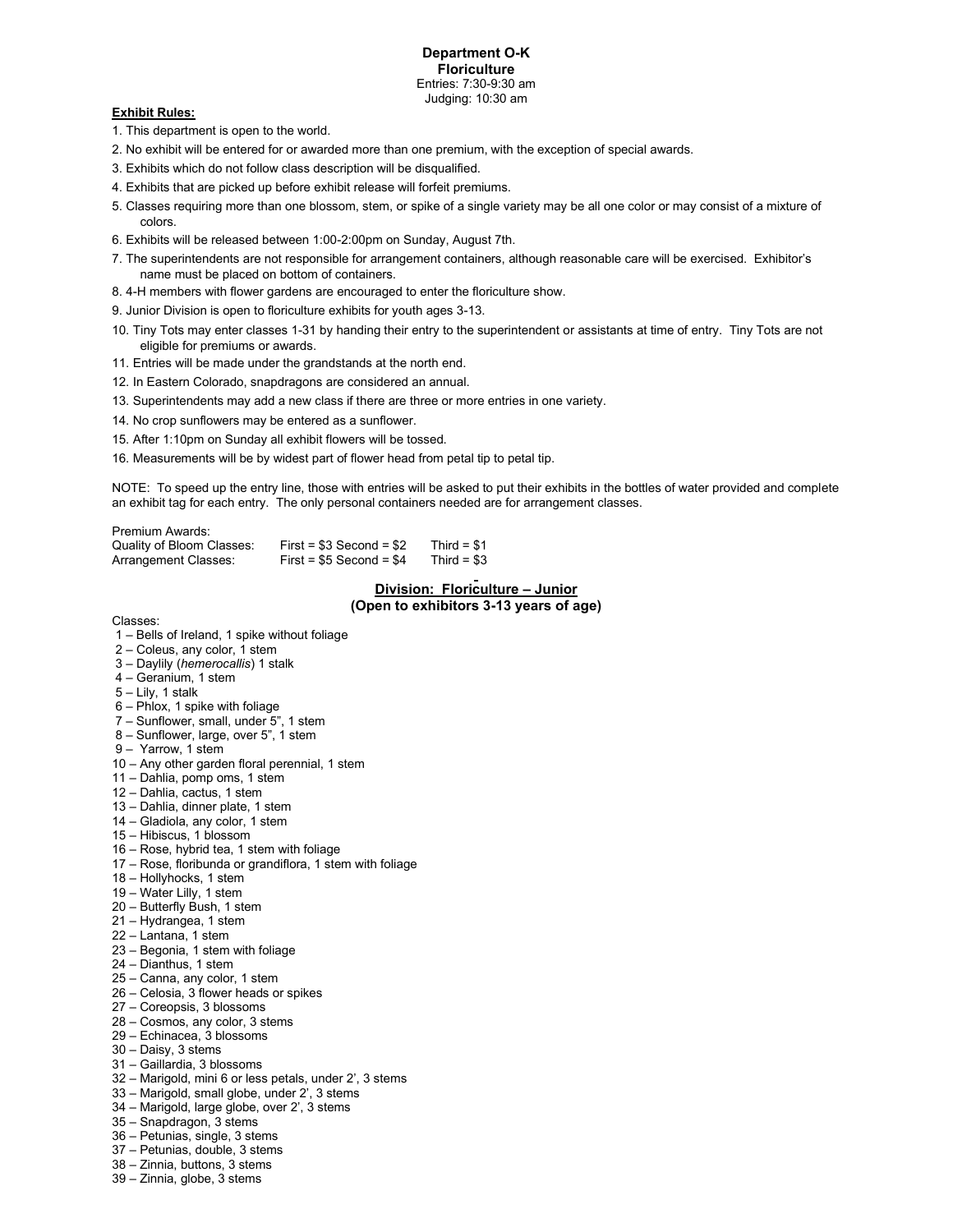# Department O-K
## Floriculture

Entries: 7:30-9:30 am
Judging: 10:30 am

**Exhibit Rules:**

1. This department is open to the world.
2. No exhibit will be entered for or awarded more than one premium, with the exception of special awards.
3. Exhibits which do not follow class description will be disqualified.
4. Exhibits that are picked up before exhibit release will forfeit premiums.
5. Classes requiring more than one blossom, stem, or spike of a single variety may be all one color or may consist of a mixture of colors.
6. Exhibits will be released between 1:00-2:00pm on Sunday, August 7th.
7. The superintendents are not responsible for arrangement containers, although reasonable care will be exercised. Exhibitor's name must be placed on bottom of containers.
8. 4-H members with flower gardens are encouraged to enter the floriculture show.
9. Junior Division is open to floriculture exhibits for youth ages 3-13.
10. Tiny Tots may enter classes 1-31 by handing their entry to the superintendent or assistants at time of entry. Tiny Tots are not eligible for premiums or awards.
11. Entries will be made under the grandstands at the north end.
12. In Eastern Colorado, snapdragons are considered an annual.
13. Superintendents may add a new class if there are three or more entries in one variety.
14. No crop sunflowers may be entered as a sunflower.
15. After 1:10pm on Sunday all exhibit flowers will be tossed.
16. Measurements will be by widest part of flower head from petal tip to petal tip.

NOTE: To speed up the entry line, those with entries will be asked to put their exhibits in the bottles of water provided and complete an exhibit tag for each entry. The only personal containers needed are for arrangement classes.

Premium Awards:

| | | |
|---|---|---|
| Quality of Bloom Classes: | First = $3 Second = $2 | Third = $1 |
| Arrangement Classes: | First = $5 Second = $4 | Third = $3 |

## Division: Floriculture – Junior
### (Open to exhibitors 3-13 years of age)

Classes:

1 – Bells of Ireland, 1 spike without foliage
2 – Coleus, any color, 1 stem
3 – Daylily (*hemerocallis*) 1 stalk
4 – Geranium, 1 stem
5 – Lily, 1 stalk
6 – Phlox, 1 spike with foliage
7 – Sunflower, small, under 5", 1 stem
8 – Sunflower, large, over 5", 1 stem
9 – Yarrow, 1 stem
10 – Any other garden floral perennial, 1 stem
11 – Dahlia, pomp oms, 1 stem
12 – Dahlia, cactus, 1 stem
13 – Dahlia, dinner plate, 1 stem
14 – Gladiola, any color, 1 stem
15 – Hibiscus, 1 blossom
16 – Rose, hybrid tea, 1 stem with foliage
17 – Rose, floribunda or grandiflora, 1 stem with foliage
18 – Hollyhocks, 1 stem
19 – Water Lilly, 1 stem
20 – Butterfly Bush, 1 stem
21 – Hydrangea, 1 stem
22 – Lantana, 1 stem
23 – Begonia, 1 stem with foliage
24 – Dianthus, 1 stem
25 – Canna, any color, 1 stem
26 – Celosia, 3 flower heads or spikes
27 – Coreopsis, 3 blossoms
28 – Cosmos, any color, 3 stems
29 – Echinacea, 3 blossoms
30 – Daisy, 3 stems
31 – Gaillardia, 3 blossoms
32 – Marigold, mini 6 or less petals, under 2', 3 stems
33 – Marigold, small globe, under 2', 3 stems
34 – Marigold, large globe, over 2', 3 stems
35 – Snapdragon, 3 stems
36 – Petunias, single, 3 stems
37 – Petunias, double, 3 stems
38 – Zinnia, buttons, 3 stems
39 – Zinnia, globe, 3 stems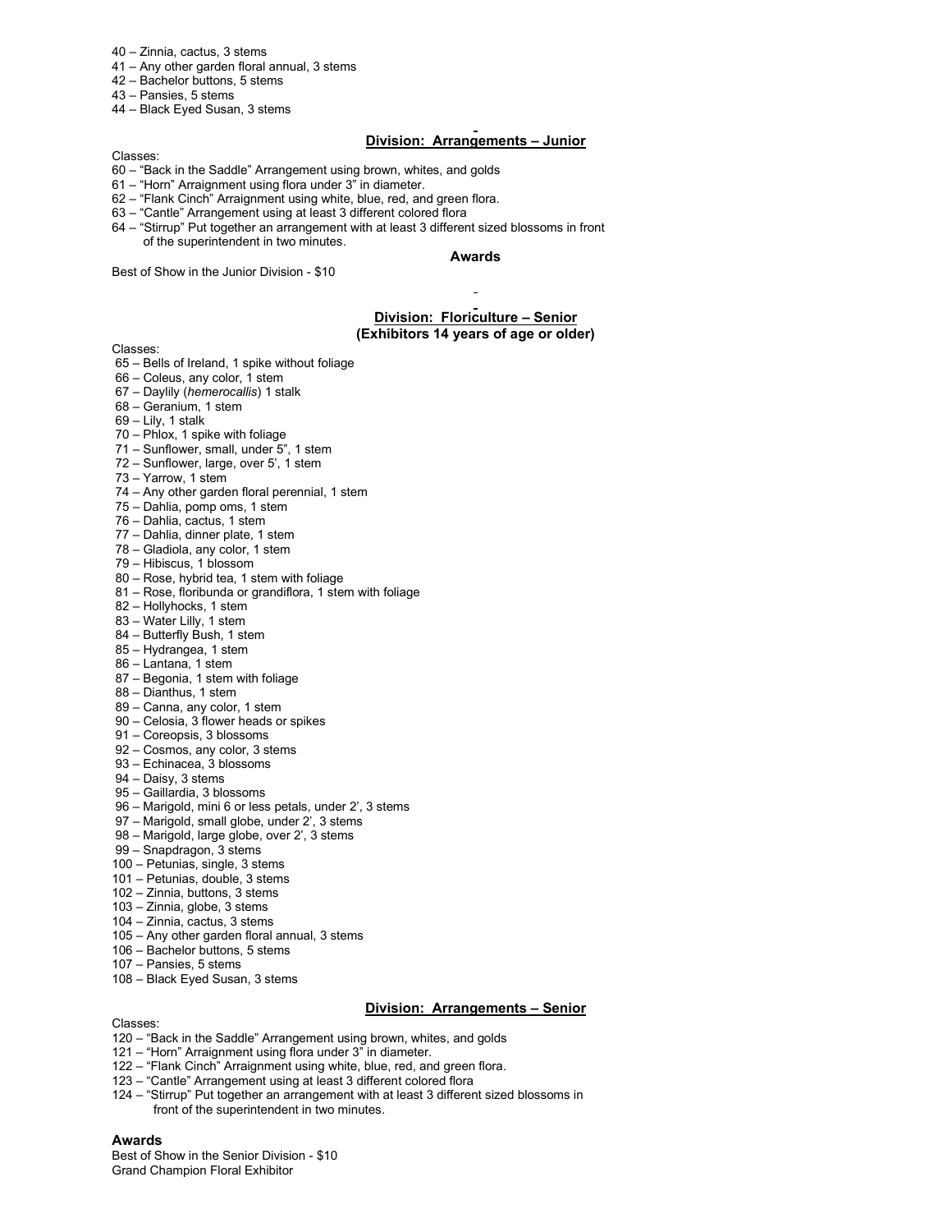40 – Zinnia, cactus, 3 stems
41 – Any other garden floral annual, 3 stems
42 – Bachelor buttons, 5 stems
43 – Pansies, 5 stems
44 – Black Eyed Susan, 3 stems

## Division: Arrangements – Junior

Classes:

60 – "Back in the Saddle" Arrangement using brown, whites, and golds
61 – "Horn" Arraignment using flora under 3" in diameter.
62 – "Flank Cinch" Arraignment using white, blue, red, and green flora.
63 – "Cantle" Arrangement using at least 3 different colored flora
64 – "Stirrup" Put together an arrangement with at least 3 different sized blossoms in front of the superintendent in two minutes.

### Awards

Best of Show in the Junior Division - $10

## Division: Floriculture – Senior
### (Exhibitors 14 years of age or older)

Classes:

65 – Bells of Ireland, 1 spike without foliage
66 – Coleus, any color, 1 stem
67 – Daylily (*hemerocallis*) 1 stalk
68 – Geranium, 1 stem
69 – Lily, 1 stalk
70 – Phlox, 1 spike with foliage
71 – Sunflower, small, under 5", 1 stem
72 – Sunflower, large, over 5', 1 stem
73 – Yarrow, 1 stem
74 – Any other garden floral perennial, 1 stem
75 – Dahlia, pomp oms, 1 stem
76 – Dahlia, cactus, 1 stem
77 – Dahlia, dinner plate, 1 stem
78 – Gladiola, any color, 1 stem
79 – Hibiscus, 1 blossom
80 – Rose, hybrid tea, 1 stem with foliage
81 – Rose, floribunda or grandiflora, 1 stem with foliage
82 – Hollyhocks, 1 stem
83 – Water Lilly, 1 stem
84 – Butterfly Bush, 1 stem
85 – Hydrangea, 1 stem
86 – Lantana, 1 stem
87 – Begonia, 1 stem with foliage
88 – Dianthus, 1 stem
89 – Canna, any color, 1 stem
90 – Celosia, 3 flower heads or spikes
91 – Coreopsis, 3 blossoms
92 – Cosmos, any color, 3 stems
93 – Echinacea, 3 blossoms
94 – Daisy, 3 stems
95 – Gaillardia, 3 blossoms
96 – Marigold, mini 6 or less petals, under 2', 3 stems
97 – Marigold, small globe, under 2', 3 stems
98 – Marigold, large globe, over 2', 3 stems
99 – Snapdragon, 3 stems
100 – Petunias, single, 3 stems
101 – Petunias, double, 3 stems
102 – Zinnia, buttons, 3 stems
103 – Zinnia, globe, 3 stems
104 – Zinnia, cactus, 3 stems
105 – Any other garden floral annual, 3 stems
106 – Bachelor buttons, 5 stems
107 – Pansies, 5 stems
108 – Black Eyed Susan, 3 stems

## Division: Arrangements – Senior

Classes:

120 – "Back in the Saddle" Arrangement using brown, whites, and golds
121 – "Horn" Arraignment using flora under 3" in diameter.
122 – "Flank Cinch" Arraignment using white, blue, red, and green flora.
123 – "Cantle" Arrangement using at least 3 different colored flora
124 – "Stirrup" Put together an arrangement with at least 3 different sized blossoms in front of the superintendent in two minutes.

### Awards

Best of Show in the Senior Division - $10
Grand Champion Floral Exhibitor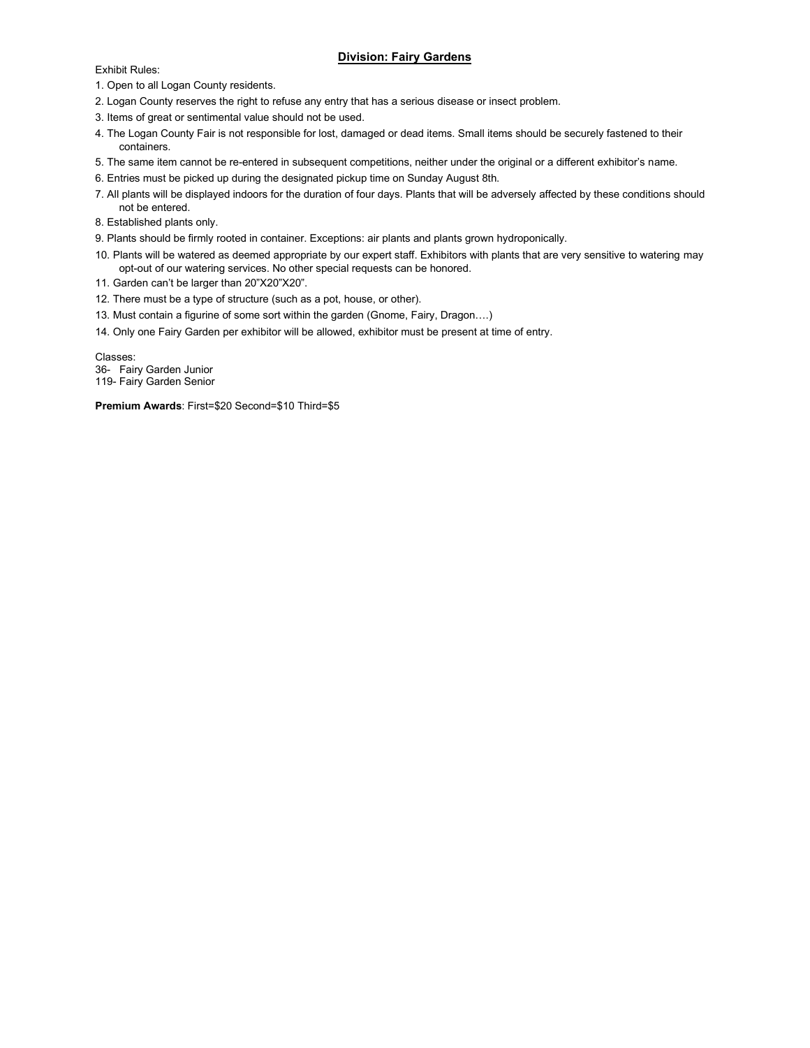## Division: Fairy Gardens

Exhibit Rules:

1. Open to all Logan County residents.
2. Logan County reserves the right to refuse any entry that has a serious disease or insect problem.
3. Items of great or sentimental value should not be used.
4. The Logan County Fair is not responsible for lost, damaged or dead items. Small items should be securely fastened to their containers.
5. The same item cannot be re-entered in subsequent competitions, neither under the original or a different exhibitor's name.
6. Entries must be picked up during the designated pickup time on Sunday August 8th.
7. All plants will be displayed indoors for the duration of four days. Plants that will be adversely affected by these conditions should not be entered.
8. Established plants only.
9. Plants should be firmly rooted in container. Exceptions: air plants and plants grown hydroponically.
10. Plants will be watered as deemed appropriate by our expert staff. Exhibitors with plants that are very sensitive to watering may opt-out of our watering services. No other special requests can be honored.
11. Garden can't be larger than 20"X20"X20".
12. There must be a type of structure (such as a pot, house, or other).
13. Must contain a figurine of some sort within the garden (Gnome, Fairy, Dragon….)
14. Only one Fairy Garden per exhibitor will be allowed, exhibitor must be present at time of entry.

Classes:
36- Fairy Garden Junior
119- Fairy Garden Senior

**Premium Awards**: First=$20 Second=$10 Third=$5